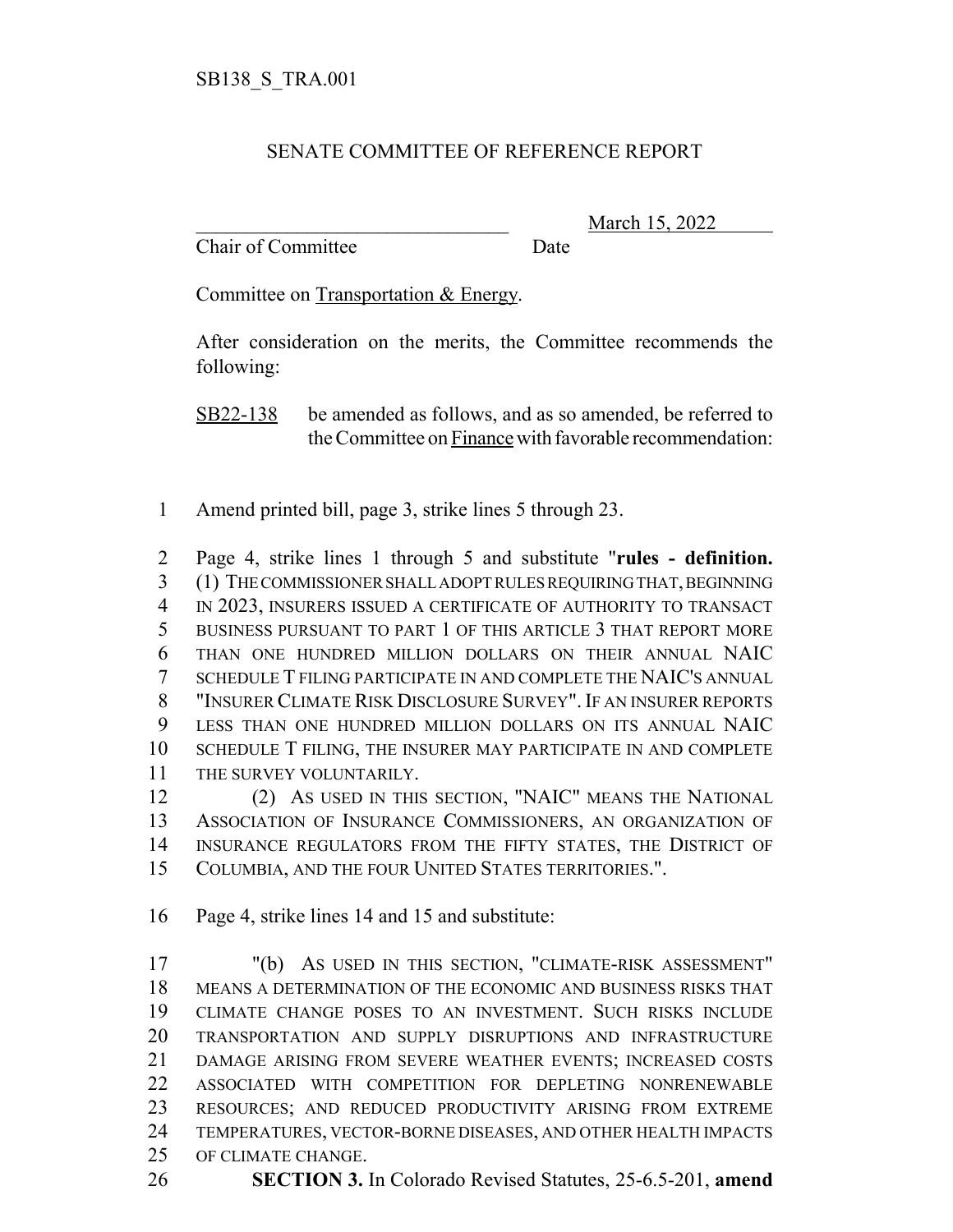SB138_S_TRA.001

SENATE COMMITTEE OF REFERENCE REPORT

_______________________________ March 15, 2022

Chair of Committee Date

Committee on Transportation & Energy.

After consideration on the merits, the Committee recommends the following:

SB22-138 be amended as follows, and as so amended, be referred to the Committee on Finance with favorable recommendation:

1 Amend printed bill, page 3, strike lines 5 through 23.

2 Page 4, strike lines 1 through 5 and substitute "**rules - definition.**
3 (1) THE COMMISSIONER SHALL ADOPT RULES REQUIRING THAT, BEGINNING
4 IN 2023, INSURERS ISSUED A CERTIFICATE OF AUTHORITY TO TRANSACT
5 BUSINESS PURSUANT TO PART 1 OF THIS ARTICLE 3 THAT REPORT MORE
6 THAN ONE HUNDRED MILLION DOLLARS ON THEIR ANNUAL NAIC
7 SCHEDULE T FILING PARTICIPATE IN AND COMPLETE THE NAIC'S ANNUAL
8 "INSURER CLIMATE RISK DISCLOSURE SURVEY". IF AN INSURER REPORTS
9 LESS THAN ONE HUNDRED MILLION DOLLARS ON ITS ANNUAL NAIC
10 SCHEDULE T FILING, THE INSURER MAY PARTICIPATE IN AND COMPLETE
11 THE SURVEY VOLUNTARILY.
12 (2) AS USED IN THIS SECTION, "NAIC" MEANS THE NATIONAL
13 ASSOCIATION OF INSURANCE COMMISSIONERS, AN ORGANIZATION OF
14 INSURANCE REGULATORS FROM THE FIFTY STATES, THE DISTRICT OF
15 COLUMBIA, AND THE FOUR UNITED STATES TERRITORIES.".

16 Page 4, strike lines 14 and 15 and substitute:

17 "(b) AS USED IN THIS SECTION, "CLIMATE-RISK ASSESSMENT"
18 MEANS A DETERMINATION OF THE ECONOMIC AND BUSINESS RISKS THAT
19 CLIMATE CHANGE POSES TO AN INVESTMENT. SUCH RISKS INCLUDE
20 TRANSPORTATION AND SUPPLY DISRUPTIONS AND INFRASTRUCTURE
21 DAMAGE ARISING FROM SEVERE WEATHER EVENTS; INCREASED COSTS
22 ASSOCIATED WITH COMPETITION FOR DEPLETING NONRENEWABLE
23 RESOURCES; AND REDUCED PRODUCTIVITY ARISING FROM EXTREME
24 TEMPERATURES, VECTOR-BORNE DISEASES, AND OTHER HEALTH IMPACTS
25 OF CLIMATE CHANGE.
26 **SECTION 3.** In Colorado Revised Statutes, 25-6.5-201, **amend**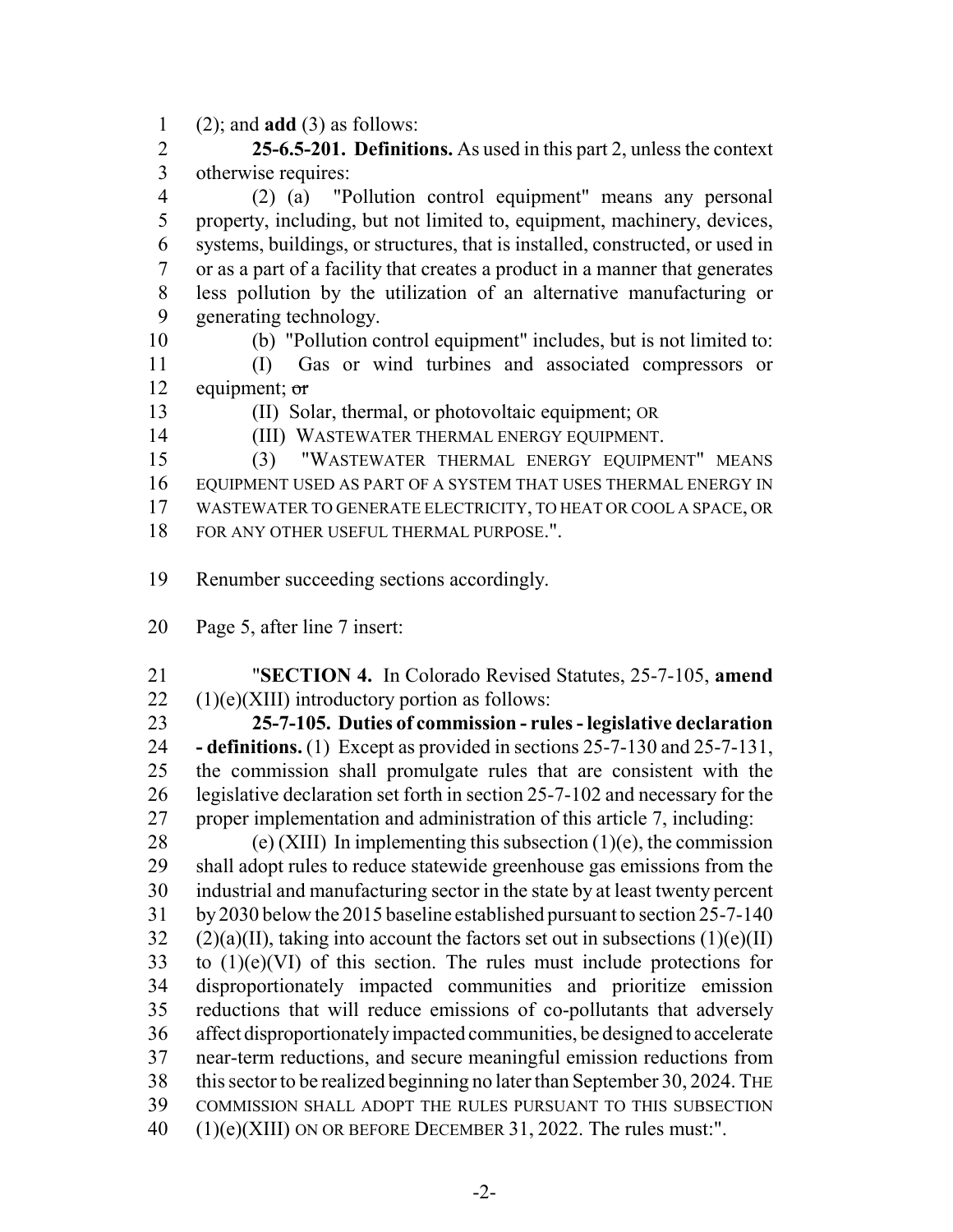(2); and **add** (3) as follows:

**25-6.5-201. Definitions.** As used in this part 2, unless the context otherwise requires:

(2) (a) "Pollution control equipment" means any personal property, including, but not limited to, equipment, machinery, devices, systems, buildings, or structures, that is installed, constructed, or used in or as a part of a facility that creates a product in a manner that generates less pollution by the utilization of an alternative manufacturing or generating technology.

(b) "Pollution control equipment" includes, but is not limited to:

(I) Gas or wind turbines and associated compressors or equipment; ~~or~~

(II) Solar, thermal, or photovoltaic equipment; OR

(III) WASTEWATER THERMAL ENERGY EQUIPMENT.

(3) "WASTEWATER THERMAL ENERGY EQUIPMENT" MEANS EQUIPMENT USED AS PART OF A SYSTEM THAT USES THERMAL ENERGY IN WASTEWATER TO GENERATE ELECTRICITY, TO HEAT OR COOL A SPACE, OR FOR ANY OTHER USEFUL THERMAL PURPOSE.".

Renumber succeeding sections accordingly.

Page 5, after line 7 insert:

"**SECTION 4.** In Colorado Revised Statutes, 25-7-105, **amend** (1)(e)(XIII) introductory portion as follows:

**25-7-105. Duties of commission - rules - legislative declaration - definitions.** (1) Except as provided in sections 25-7-130 and 25-7-131, the commission shall promulgate rules that are consistent with the legislative declaration set forth in section 25-7-102 and necessary for the proper implementation and administration of this article 7, including:

(e) (XIII) In implementing this subsection (1)(e), the commission shall adopt rules to reduce statewide greenhouse gas emissions from the industrial and manufacturing sector in the state by at least twenty percent by 2030 below the 2015 baseline established pursuant to section 25-7-140 (2)(a)(II), taking into account the factors set out in subsections (1)(e)(II) to (1)(e)(VI) of this section. The rules must include protections for disproportionately impacted communities and prioritize emission reductions that will reduce emissions of co-pollutants that adversely affect disproportionately impacted communities, be designed to accelerate near-term reductions, and secure meaningful emission reductions from this sector to be realized beginning no later than September 30, 2024. THE COMMISSION SHALL ADOPT THE RULES PURSUANT TO THIS SUBSECTION (1)(e)(XIII) ON OR BEFORE DECEMBER 31, 2022. The rules must:".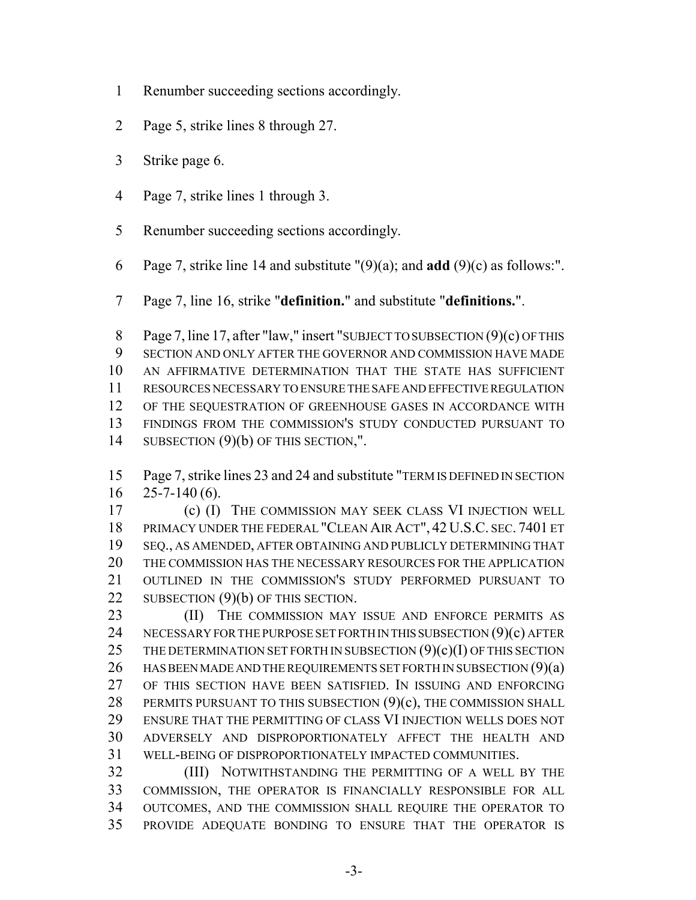Renumber succeeding sections accordingly.

Page 5, strike lines 8 through 27.

Strike page 6.

Page 7, strike lines 1 through 3.

Renumber succeeding sections accordingly.

Page 7, strike line 14 and substitute "(9)(a); and **add** (9)(c) as follows:".

Page 7, line 16, strike "**definition.**" and substitute "**definitions.**".

Page 7, line 17, after "law," insert "SUBJECT TO SUBSECTION (9)(c) OF THIS SECTION AND ONLY AFTER THE GOVERNOR AND COMMISSION HAVE MADE AN AFFIRMATIVE DETERMINATION THAT THE STATE HAS SUFFICIENT RESOURCES NECESSARY TO ENSURE THE SAFE AND EFFECTIVE REGULATION OF THE SEQUESTRATION OF GREENHOUSE GASES IN ACCORDANCE WITH FINDINGS FROM THE COMMISSION'S STUDY CONDUCTED PURSUANT TO SUBSECTION (9)(b) OF THIS SECTION,".

Page 7, strike lines 23 and 24 and substitute "TERM IS DEFINED IN SECTION 25-7-140 (6).

(c) (I) THE COMMISSION MAY SEEK CLASS VI INJECTION WELL PRIMACY UNDER THE FEDERAL "CLEAN AIR ACT", 42 U.S.C. SEC. 7401 ET SEQ., AS AMENDED, AFTER OBTAINING AND PUBLICLY DETERMINING THAT THE COMMISSION HAS THE NECESSARY RESOURCES FOR THE APPLICATION OUTLINED IN THE COMMISSION'S STUDY PERFORMED PURSUANT TO SUBSECTION (9)(b) OF THIS SECTION.

(II) THE COMMISSION MAY ISSUE AND ENFORCE PERMITS AS NECESSARY FOR THE PURPOSE SET FORTH IN THIS SUBSECTION (9)(c) AFTER THE DETERMINATION SET FORTH IN SUBSECTION (9)(c)(I) OF THIS SECTION HAS BEEN MADE AND THE REQUIREMENTS SET FORTH IN SUBSECTION (9)(a) OF THIS SECTION HAVE BEEN SATISFIED. IN ISSUING AND ENFORCING PERMITS PURSUANT TO THIS SUBSECTION (9)(c), THE COMMISSION SHALL ENSURE THAT THE PERMITTING OF CLASS VI INJECTION WELLS DOES NOT ADVERSELY AND DISPROPORTIONATELY AFFECT THE HEALTH AND WELL-BEING OF DISPROPORTIONATELY IMPACTED COMMUNITIES.

(III) NOTWITHSTANDING THE PERMITTING OF A WELL BY THE COMMISSION, THE OPERATOR IS FINANCIALLY RESPONSIBLE FOR ALL OUTCOMES, AND THE COMMISSION SHALL REQUIRE THE OPERATOR TO PROVIDE ADEQUATE BONDING TO ENSURE THAT THE OPERATOR IS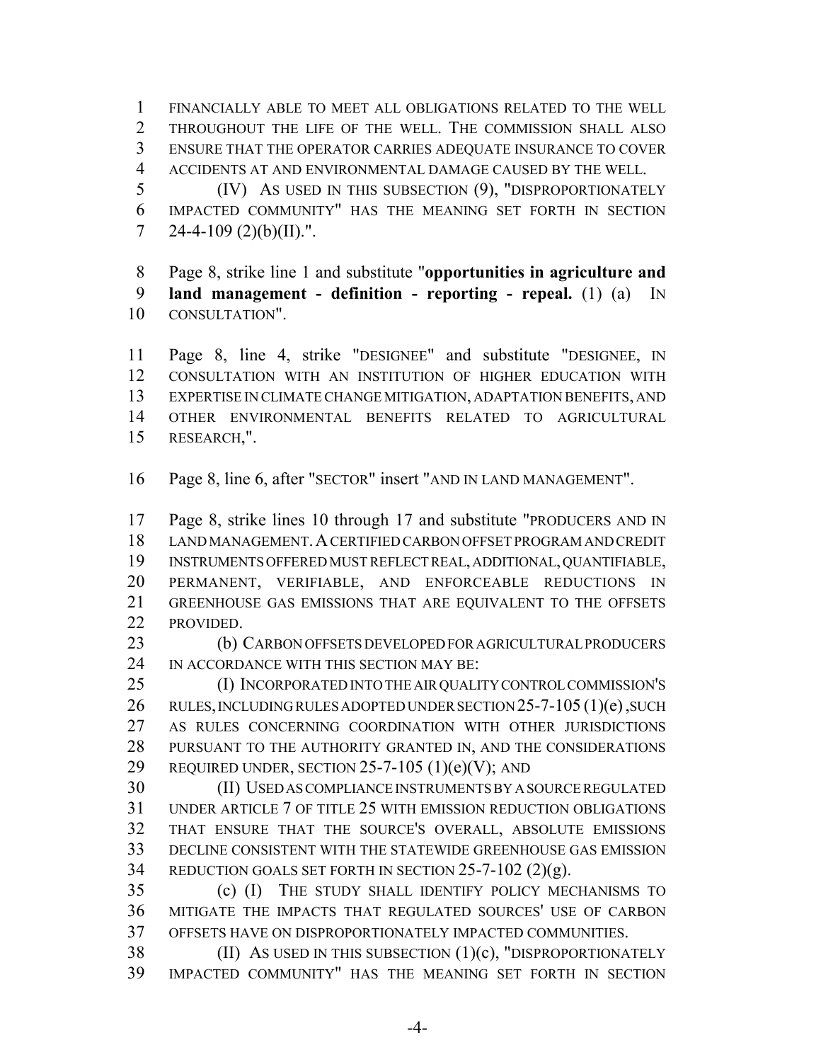FINANCIALLY ABLE TO MEET ALL OBLIGATIONS RELATED TO THE WELL THROUGHOUT THE LIFE OF THE WELL. THE COMMISSION SHALL ALSO ENSURE THAT THE OPERATOR CARRIES ADEQUATE INSURANCE TO COVER ACCIDENTS AT AND ENVIRONMENTAL DAMAGE CAUSED BY THE WELL.

(IV) AS USED IN THIS SUBSECTION (9), "DISPROPORTIONATELY IMPACTED COMMUNITY" HAS THE MEANING SET FORTH IN SECTION 24-4-109 (2)(b)(II).".

Page 8, strike line 1 and substitute "**opportunities in agriculture and land management - definition - reporting - repeal.** (1) (a) IN CONSULTATION".

Page 8, line 4, strike "DESIGNEE" and substitute "DESIGNEE, IN CONSULTATION WITH AN INSTITUTION OF HIGHER EDUCATION WITH EXPERTISE IN CLIMATE CHANGE MITIGATION, ADAPTATION BENEFITS, AND OTHER ENVIRONMENTAL BENEFITS RELATED TO AGRICULTURAL RESEARCH,".

Page 8, line 6, after "SECTOR" insert "AND IN LAND MANAGEMENT".

Page 8, strike lines 10 through 17 and substitute "PRODUCERS AND IN LAND MANAGEMENT. A CERTIFIED CARBON OFFSET PROGRAM AND CREDIT INSTRUMENTS OFFERED MUST REFLECT REAL, ADDITIONAL, QUANTIFIABLE, PERMANENT, VERIFIABLE, AND ENFORCEABLE REDUCTIONS IN GREENHOUSE GAS EMISSIONS THAT ARE EQUIVALENT TO THE OFFSETS PROVIDED.

(b) CARBON OFFSETS DEVELOPED FOR AGRICULTURAL PRODUCERS IN ACCORDANCE WITH THIS SECTION MAY BE:

(I) INCORPORATED INTO THE AIR QUALITY CONTROL COMMISSION'S RULES, INCLUDING RULES ADOPTED UNDER SECTION 25-7-105 (1)(e), SUCH AS RULES CONCERNING COORDINATION WITH OTHER JURISDICTIONS PURSUANT TO THE AUTHORITY GRANTED IN, AND THE CONSIDERATIONS REQUIRED UNDER, SECTION 25-7-105 (1)(e)(V); AND

(II) USED AS COMPLIANCE INSTRUMENTS BY A SOURCE REGULATED UNDER ARTICLE 7 OF TITLE 25 WITH EMISSION REDUCTION OBLIGATIONS THAT ENSURE THAT THE SOURCE'S OVERALL, ABSOLUTE EMISSIONS DECLINE CONSISTENT WITH THE STATEWIDE GREENHOUSE GAS EMISSION REDUCTION GOALS SET FORTH IN SECTION 25-7-102 (2)(g).

(c) (I) THE STUDY SHALL IDENTIFY POLICY MECHANISMS TO MITIGATE THE IMPACTS THAT REGULATED SOURCES' USE OF CARBON OFFSETS HAVE ON DISPROPORTIONATELY IMPACTED COMMUNITIES.

(II) AS USED IN THIS SUBSECTION (1)(c), "DISPROPORTIONATELY IMPACTED COMMUNITY" HAS THE MEANING SET FORTH IN SECTION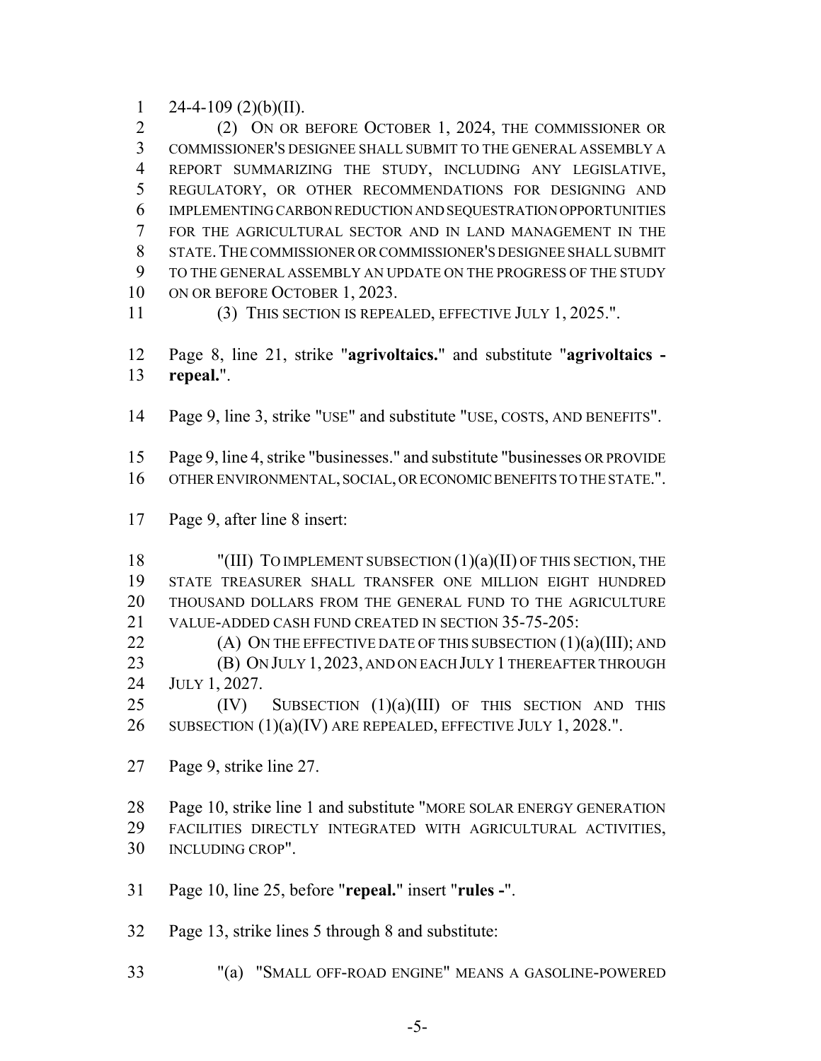24-4-109 (2)(b)(II).

(2) ON OR BEFORE OCTOBER 1, 2024, THE COMMISSIONER OR COMMISSIONER'S DESIGNEE SHALL SUBMIT TO THE GENERAL ASSEMBLY A REPORT SUMMARIZING THE STUDY, INCLUDING ANY LEGISLATIVE, REGULATORY, OR OTHER RECOMMENDATIONS FOR DESIGNING AND IMPLEMENTING CARBON REDUCTION AND SEQUESTRATION OPPORTUNITIES FOR THE AGRICULTURAL SECTOR AND IN LAND MANAGEMENT IN THE STATE. THE COMMISSIONER OR COMMISSIONER'S DESIGNEE SHALL SUBMIT TO THE GENERAL ASSEMBLY AN UPDATE ON THE PROGRESS OF THE STUDY ON OR BEFORE OCTOBER 1, 2023.

(3) THIS SECTION IS REPEALED, EFFECTIVE JULY 1, 2025.".

Page 8, line 21, strike "**agrivoltaics.**" and substitute "**agrivoltaics - repeal.**".

Page 9, line 3, strike "USE" and substitute "USE, COSTS, AND BENEFITS".

Page 9, line 4, strike "businesses." and substitute "businesses OR PROVIDE OTHER ENVIRONMENTAL, SOCIAL, OR ECONOMIC BENEFITS TO THE STATE.".

Page 9, after line 8 insert:

"(III) TO IMPLEMENT SUBSECTION (1)(a)(II) OF THIS SECTION, THE STATE TREASURER SHALL TRANSFER ONE MILLION EIGHT HUNDRED THOUSAND DOLLARS FROM THE GENERAL FUND TO THE AGRICULTURE VALUE-ADDED CASH FUND CREATED IN SECTION 35-75-205:

(A) ON THE EFFECTIVE DATE OF THIS SUBSECTION (1)(a)(III); AND

(B) ON JULY 1, 2023, AND ON EACH JULY 1 THEREAFTER THROUGH JULY 1, 2027.

(IV) SUBSECTION (1)(a)(III) OF THIS SECTION AND THIS SUBSECTION (1)(a)(IV) ARE REPEALED, EFFECTIVE JULY 1, 2028.".

Page 9, strike line 27.

Page 10, strike line 1 and substitute "MORE SOLAR ENERGY GENERATION FACILITIES DIRECTLY INTEGRATED WITH AGRICULTURAL ACTIVITIES, INCLUDING CROP".

Page 10, line 25, before "**repeal.**" insert "**rules -**".

Page 13, strike lines 5 through 8 and substitute:

"(a) "SMALL OFF-ROAD ENGINE" MEANS A GASOLINE-POWERED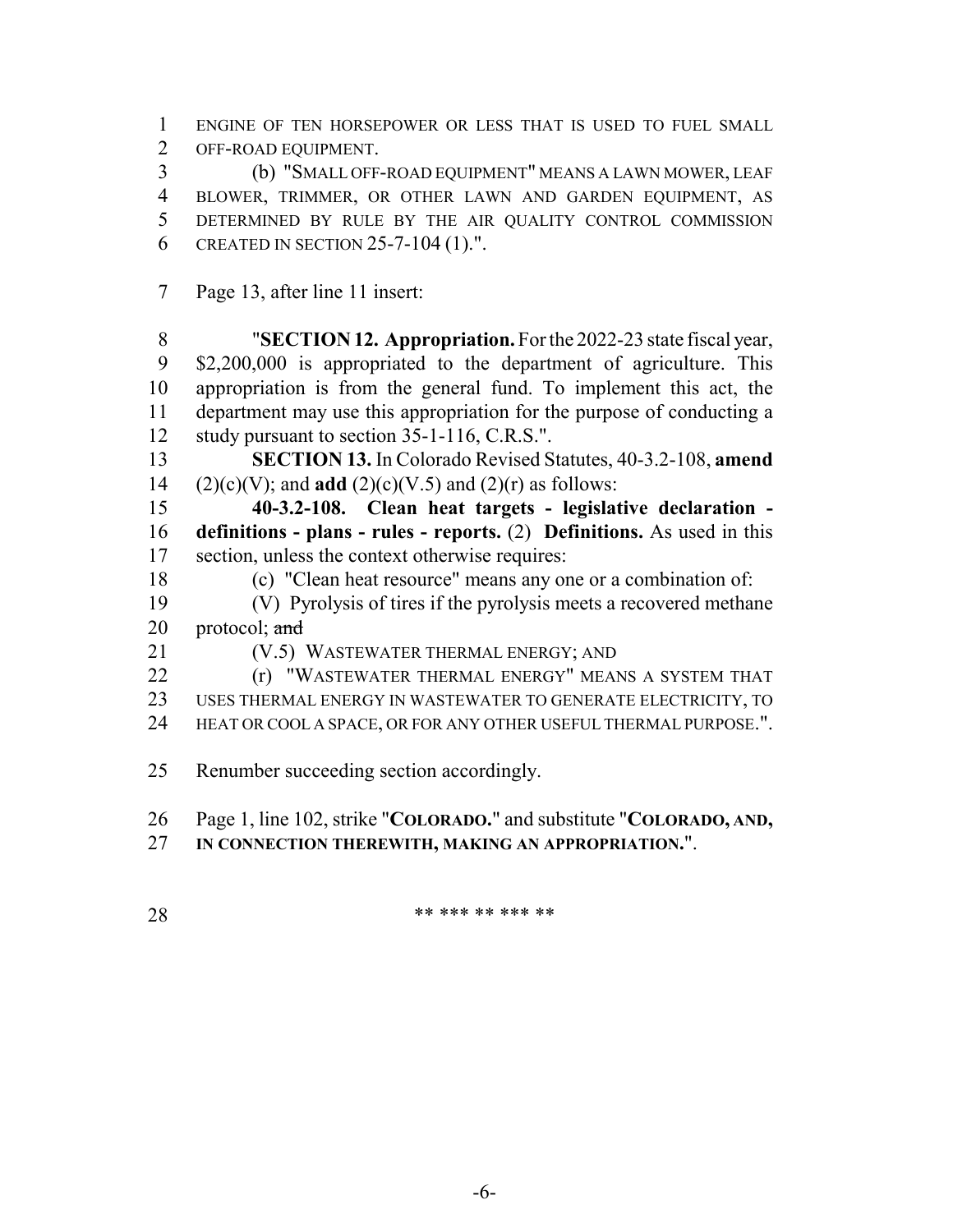ENGINE OF TEN HORSEPOWER OR LESS THAT IS USED TO FUEL SMALL OFF-ROAD EQUIPMENT.

(b) "SMALL OFF-ROAD EQUIPMENT" MEANS A LAWN MOWER, LEAF BLOWER, TRIMMER, OR OTHER LAWN AND GARDEN EQUIPMENT, AS DETERMINED BY RULE BY THE AIR QUALITY CONTROL COMMISSION CREATED IN SECTION 25-7-104 (1).".

Page 13, after line 11 insert:

"**SECTION 12. Appropriation.** For the 2022-23 state fiscal year, $2,200,000 is appropriated to the department of agriculture. This appropriation is from the general fund. To implement this act, the department may use this appropriation for the purpose of conducting a study pursuant to section 35-1-116, C.R.S.".

**SECTION 13.** In Colorado Revised Statutes, 40-3.2-108, **amend** (2)(c)(V); and **add** (2)(c)(V.5) and (2)(r) as follows:

**40-3.2-108. Clean heat targets - legislative declaration - definitions - plans - rules - reports.** (2) **Definitions.** As used in this section, unless the context otherwise requires:

(c) "Clean heat resource" means any one or a combination of:

(V) Pyrolysis of tires if the pyrolysis meets a recovered methane protocol; ~~and~~

(V.5) WASTEWATER THERMAL ENERGY; AND

(r) "WASTEWATER THERMAL ENERGY" MEANS A SYSTEM THAT USES THERMAL ENERGY IN WASTEWATER TO GENERATE ELECTRICITY, TO HEAT OR COOL A SPACE, OR FOR ANY OTHER USEFUL THERMAL PURPOSE.".

Renumber succeeding section accordingly.

Page 1, line 102, strike "**COLORADO.**" and substitute "**COLORADO, AND, IN CONNECTION THEREWITH, MAKING AN APPROPRIATION.**".

** *** ** *** **